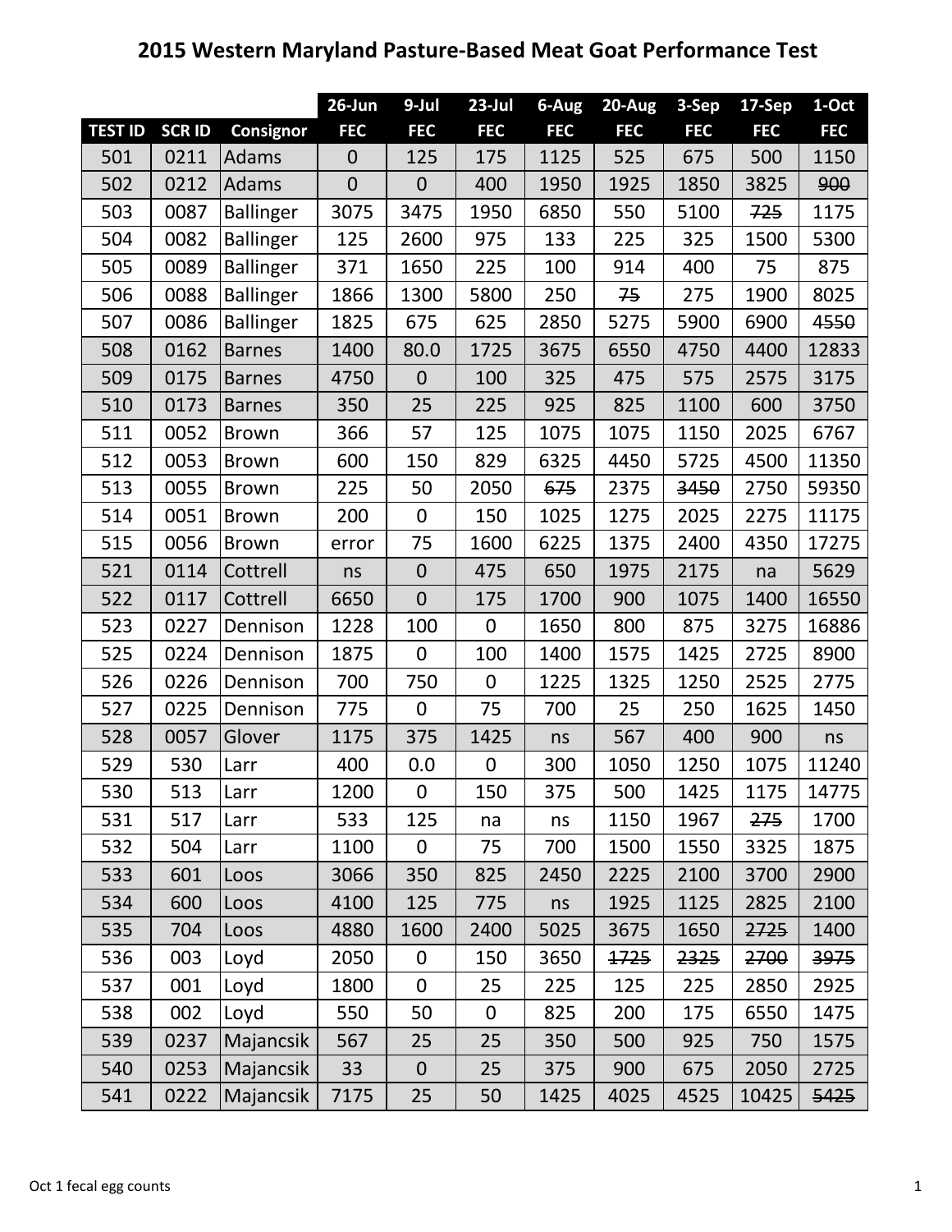# 2015 Western Maryland Pasture-Based Meat Goat Performance Test

| | | | 26-Jun | 9-Jul | 23-Jul | 6-Aug | 20-Aug | 3-Sep | 17-Sep | 1-Oct |
|---|---|---|---|---|---|---|---|---|---|---|
| **TEST ID** | **SCR ID** | **Consignor** | **FEC** | **FEC** | **FEC** | **FEC** | **FEC** | **FEC** | **FEC** | **FEC** |
| 501 | 0211 | Adams | 0 | 125 | 175 | 1125 | 525 | 675 | 500 | 1150 |
| 502 | 0212 | Adams | 0 | 0 | 400 | 1950 | 1925 | 1850 | 3825 | ~~900~~ |
| 503 | 0087 | Ballinger | 3075 | 3475 | 1950 | 6850 | 550 | 5100 | ~~725~~ | 1175 |
| 504 | 0082 | Ballinger | 125 | 2600 | 975 | 133 | 225 | 325 | 1500 | 5300 |
| 505 | 0089 | Ballinger | 371 | 1650 | 225 | 100 | 914 | 400 | 75 | 875 |
| 506 | 0088 | Ballinger | 1866 | 1300 | 5800 | 250 | ~~75~~ | 275 | 1900 | 8025 |
| 507 | 0086 | Ballinger | 1825 | 675 | 625 | 2850 | 5275 | 5900 | 6900 | ~~4550~~ |
| 508 | 0162 | Barnes | 1400 | 80.0 | 1725 | 3675 | 6550 | 4750 | 4400 | 12833 |
| 509 | 0175 | Barnes | 4750 | 0 | 100 | 325 | 475 | 575 | 2575 | 3175 |
| 510 | 0173 | Barnes | 350 | 25 | 225 | 925 | 825 | 1100 | 600 | 3750 |
| 511 | 0052 | Brown | 366 | 57 | 125 | 1075 | 1075 | 1150 | 2025 | 6767 |
| 512 | 0053 | Brown | 600 | 150 | 829 | 6325 | 4450 | 5725 | 4500 | 11350 |
| 513 | 0055 | Brown | 225 | 50 | 2050 | ~~675~~ | 2375 | ~~3450~~ | 2750 | 59350 |
| 514 | 0051 | Brown | 200 | 0 | 150 | 1025 | 1275 | 2025 | 2275 | 11175 |
| 515 | 0056 | Brown | error | 75 | 1600 | 6225 | 1375 | 2400 | 4350 | 17275 |
| 521 | 0114 | Cottrell | ns | 0 | 475 | 650 | 1975 | 2175 | na | 5629 |
| 522 | 0117 | Cottrell | 6650 | 0 | 175 | 1700 | 900 | 1075 | 1400 | 16550 |
| 523 | 0227 | Dennison | 1228 | 100 | 0 | 1650 | 800 | 875 | 3275 | 16886 |
| 525 | 0224 | Dennison | 1875 | 0 | 100 | 1400 | 1575 | 1425 | 2725 | 8900 |
| 526 | 0226 | Dennison | 700 | 750 | 0 | 1225 | 1325 | 1250 | 2525 | 2775 |
| 527 | 0225 | Dennison | 775 | 0 | 75 | 700 | 25 | 250 | 1625 | 1450 |
| 528 | 0057 | Glover | 1175 | 375 | 1425 | ns | 567 | 400 | 900 | ns |
| 529 | 530 | Larr | 400 | 0.0 | 0 | 300 | 1050 | 1250 | 1075 | 11240 |
| 530 | 513 | Larr | 1200 | 0 | 150 | 375 | 500 | 1425 | 1175 | 14775 |
| 531 | 517 | Larr | 533 | 125 | na | ns | 1150 | 1967 | ~~275~~ | 1700 |
| 532 | 504 | Larr | 1100 | 0 | 75 | 700 | 1500 | 1550 | 3325 | 1875 |
| 533 | 601 | Loos | 3066 | 350 | 825 | 2450 | 2225 | 2100 | 3700 | 2900 |
| 534 | 600 | Loos | 4100 | 125 | 775 | ns | 1925 | 1125 | 2825 | 2100 |
| 535 | 704 | Loos | 4880 | 1600 | 2400 | 5025 | 3675 | 1650 | ~~2725~~ | 1400 |
| 536 | 003 | Loyd | 2050 | 0 | 150 | 3650 | ~~1725~~ | ~~2325~~ | ~~2700~~ | ~~3975~~ |
| 537 | 001 | Loyd | 1800 | 0 | 25 | 225 | 125 | 225 | 2850 | 2925 |
| 538 | 002 | Loyd | 550 | 50 | 0 | 825 | 200 | 175 | 6550 | 1475 |
| 539 | 0237 | Majancsik | 567 | 25 | 25 | 350 | 500 | 925 | 750 | 1575 |
| 540 | 0253 | Majancsik | 33 | 0 | 25 | 375 | 900 | 675 | 2050 | 2725 |
| 541 | 0222 | Majancsik | 7175 | 25 | 50 | 1425 | 4025 | 4525 | 10425 | ~~5425~~ |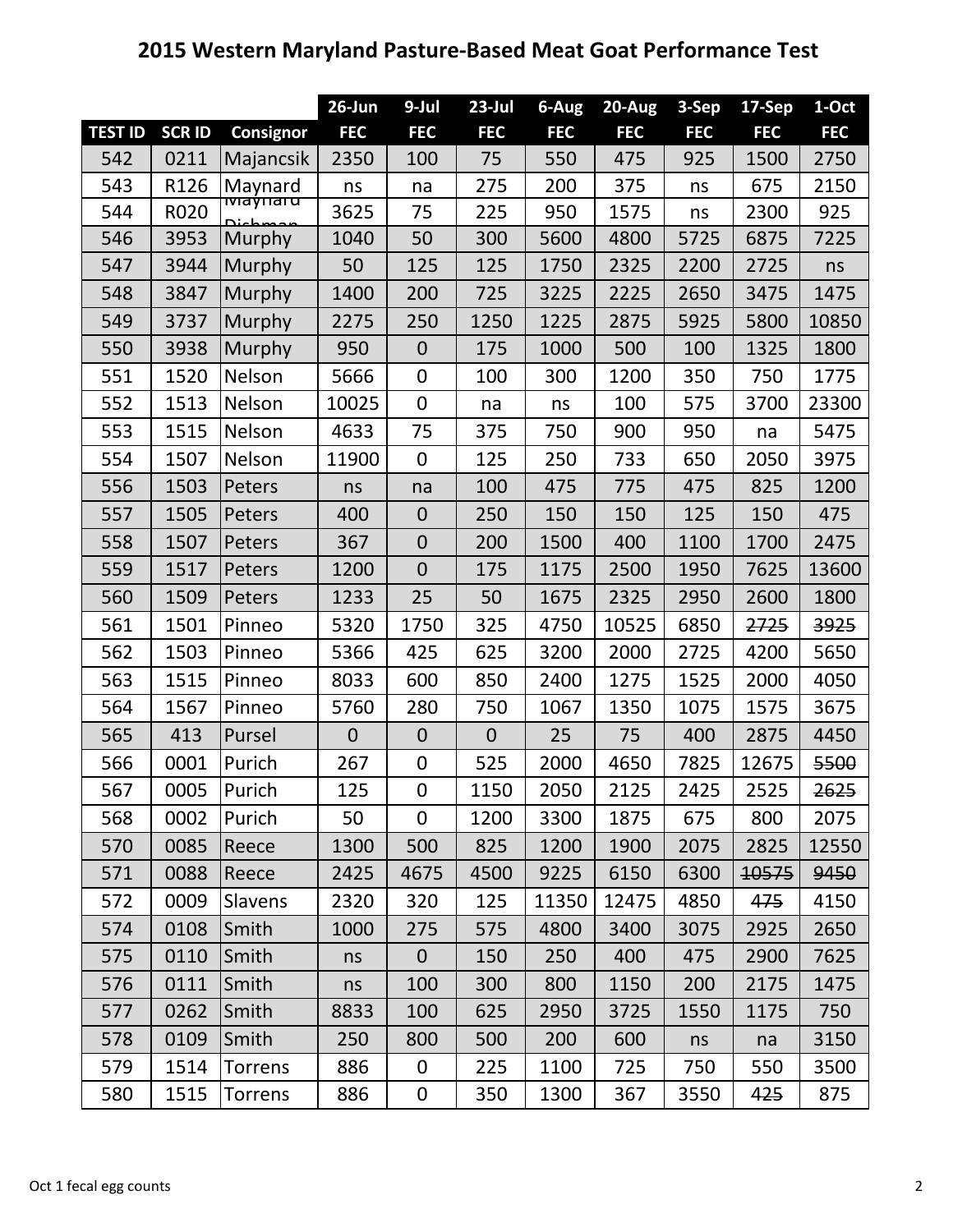# 2015 Western Maryland Pasture-Based Meat Goat Performance Test

| | | | 26-Jun | 9-Jul | 23-Jul | 6-Aug | 20-Aug | 3-Sep | 17-Sep | 1-Oct |
|---|---|---|---|---|---|---|---|---|---|---|
| **TEST ID** | **SCR ID** | **Consignor** | **FEC** | **FEC** | **FEC** | **FEC** | **FEC** | **FEC** | **FEC** | **FEC** |
| 542 | 0211 | Majancsik | 2350 | 100 | 75 | 550 | 475 | 925 | 1500 | 2750 |
| 543 | R126 | Maynard | ns | na | 275 | 200 | 375 | ns | 675 | 2150 |
| 544 | R020 | Maynard Dishman | 3625 | 75 | 225 | 950 | 1575 | ns | 2300 | 925 |
| 546 | 3953 | Murphy | 1040 | 50 | 300 | 5600 | 4800 | 5725 | 6875 | 7225 |
| 547 | 3944 | Murphy | 50 | 125 | 125 | 1750 | 2325 | 2200 | 2725 | ns |
| 548 | 3847 | Murphy | 1400 | 200 | 725 | 3225 | 2225 | 2650 | 3475 | 1475 |
| 549 | 3737 | Murphy | 2275 | 250 | 1250 | 1225 | 2875 | 5925 | 5800 | 10850 |
| 550 | 3938 | Murphy | 950 | 0 | 175 | 1000 | 500 | 100 | 1325 | 1800 |
| 551 | 1520 | Nelson | 5666 | 0 | 100 | 300 | 1200 | 350 | 750 | 1775 |
| 552 | 1513 | Nelson | 10025 | 0 | na | ns | 100 | 575 | 3700 | 23300 |
| 553 | 1515 | Nelson | 4633 | 75 | 375 | 750 | 900 | 950 | na | 5475 |
| 554 | 1507 | Nelson | 11900 | 0 | 125 | 250 | 733 | 650 | 2050 | 3975 |
| 556 | 1503 | Peters | ns | na | 100 | 475 | 775 | 475 | 825 | 1200 |
| 557 | 1505 | Peters | 400 | 0 | 250 | 150 | 150 | 125 | 150 | 475 |
| 558 | 1507 | Peters | 367 | 0 | 200 | 1500 | 400 | 1100 | 1700 | 2475 |
| 559 | 1517 | Peters | 1200 | 0 | 175 | 1175 | 2500 | 1950 | 7625 | 13600 |
| 560 | 1509 | Peters | 1233 | 25 | 50 | 1675 | 2325 | 2950 | 2600 | 1800 |
| 561 | 1501 | Pinneo | 5320 | 1750 | 325 | 4750 | 10525 | 6850 | ~~2725~~ | ~~3925~~ |
| 562 | 1503 | Pinneo | 5366 | 425 | 625 | 3200 | 2000 | 2725 | 4200 | 5650 |
| 563 | 1515 | Pinneo | 8033 | 600 | 850 | 2400 | 1275 | 1525 | 2000 | 4050 |
| 564 | 1567 | Pinneo | 5760 | 280 | 750 | 1067 | 1350 | 1075 | 1575 | 3675 |
| 565 | 413 | Pursel | 0 | 0 | 0 | 25 | 75 | 400 | 2875 | 4450 |
| 566 | 0001 | Purich | 267 | 0 | 525 | 2000 | 4650 | 7825 | 12675 | ~~5500~~ |
| 567 | 0005 | Purich | 125 | 0 | 1150 | 2050 | 2125 | 2425 | 2525 | ~~2625~~ |
| 568 | 0002 | Purich | 50 | 0 | 1200 | 3300 | 1875 | 675 | 800 | 2075 |
| 570 | 0085 | Reece | 1300 | 500 | 825 | 1200 | 1900 | 2075 | 2825 | 12550 |
| 571 | 0088 | Reece | 2425 | 4675 | 4500 | 9225 | 6150 | 6300 | ~~10575~~ | ~~9450~~ |
| 572 | 0009 | Slavens | 2320 | 320 | 125 | 11350 | 12475 | 4850 | ~~475~~ | 4150 |
| 574 | 0108 | Smith | 1000 | 275 | 575 | 4800 | 3400 | 3075 | 2925 | 2650 |
| 575 | 0110 | Smith | ns | 0 | 150 | 250 | 400 | 475 | 2900 | 7625 |
| 576 | 0111 | Smith | ns | 100 | 300 | 800 | 1150 | 200 | 2175 | 1475 |
| 577 | 0262 | Smith | 8833 | 100 | 625 | 2950 | 3725 | 1550 | 1175 | 750 |
| 578 | 0109 | Smith | 250 | 800 | 500 | 200 | 600 | ns | na | 3150 |
| 579 | 1514 | Torrens | 886 | 0 | 225 | 1100 | 725 | 750 | 550 | 3500 |
| 580 | 1515 | Torrens | 886 | 0 | 350 | 1300 | 367 | 3550 | ~~425~~ | 875 |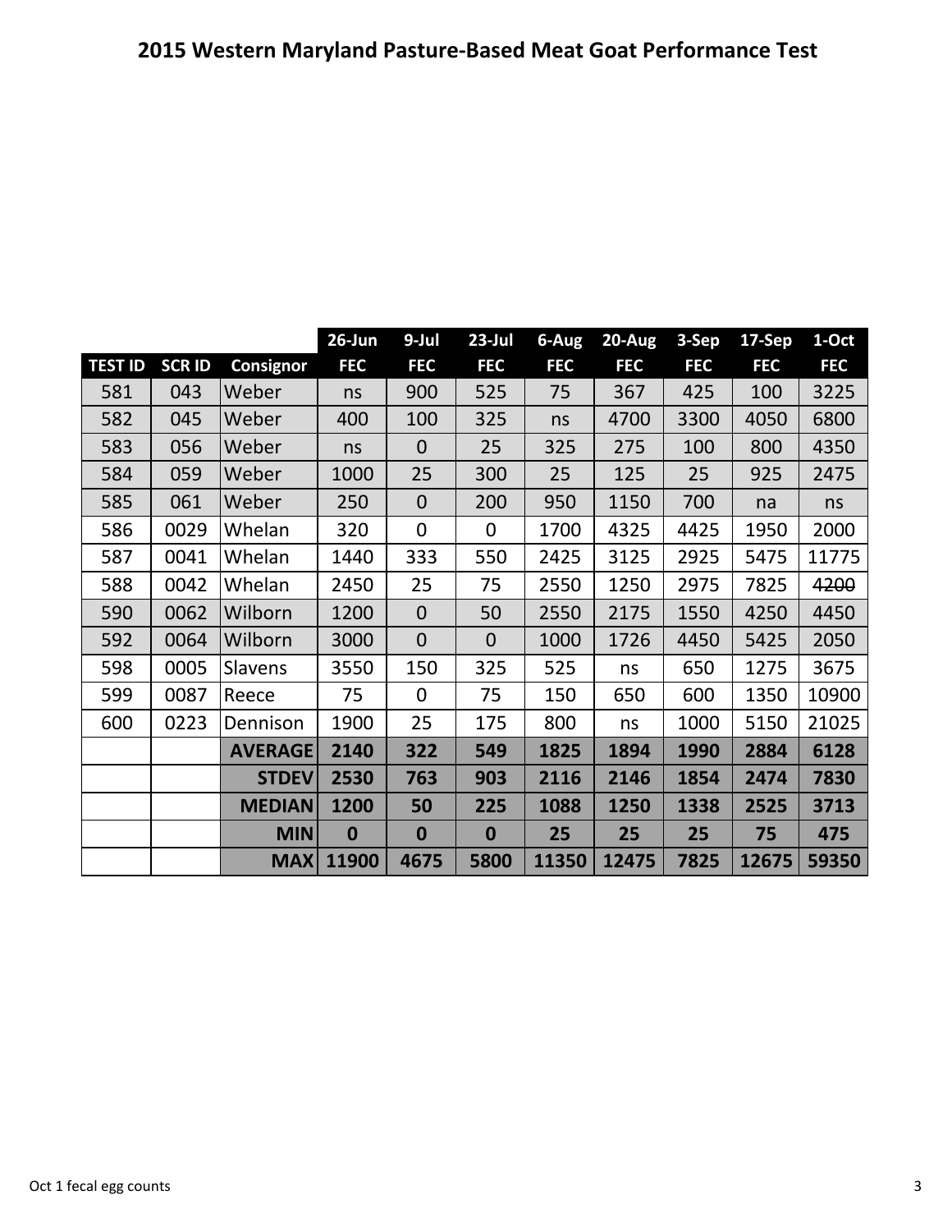# 2015 Western Maryland Pasture-Based Meat Goat Performance Test

| | | | 26-Jun | 9-Jul | 23-Jul | 6-Aug | 20-Aug | 3-Sep | 17-Sep | 1-Oct |
|---|---|---|---|---|---|---|---|---|---|---|
| **TEST ID** | **SCR ID** | **Consignor** | **FEC** | **FEC** | **FEC** | **FEC** | **FEC** | **FEC** | **FEC** | **FEC** |
| 581 | 043 | Weber | ns | 900 | 525 | 75 | 367 | 425 | 100 | 3225 |
| 582 | 045 | Weber | 400 | 100 | 325 | ns | 4700 | 3300 | 4050 | 6800 |
| 583 | 056 | Weber | ns | 0 | 25 | 325 | 275 | 100 | 800 | 4350 |
| 584 | 059 | Weber | 1000 | 25 | 300 | 25 | 125 | 25 | 925 | 2475 |
| 585 | 061 | Weber | 250 | 0 | 200 | 950 | 1150 | 700 | na | ns |
| 586 | 0029 | Whelan | 320 | 0 | 0 | 1700 | 4325 | 4425 | 1950 | 2000 |
| 587 | 0041 | Whelan | 1440 | 333 | 550 | 2425 | 3125 | 2925 | 5475 | 11775 |
| 588 | 0042 | Whelan | 2450 | 25 | 75 | 2550 | 1250 | 2975 | 7825 | ~~4200~~ |
| 590 | 0062 | Wilborn | 1200 | 0 | 50 | 2550 | 2175 | 1550 | 4250 | 4450 |
| 592 | 0064 | Wilborn | 3000 | 0 | 0 | 1000 | 1726 | 4450 | 5425 | 2050 |
| 598 | 0005 | Slavens | 3550 | 150 | 325 | 525 | ns | 650 | 1275 | 3675 |
| 599 | 0087 | Reece | 75 | 0 | 75 | 150 | 650 | 600 | 1350 | 10900 |
| 600 | 0223 | Dennison | 1900 | 25 | 175 | 800 | ns | 1000 | 5150 | 21025 |
| | | **AVERAGE** | **2140** | **322** | **549** | **1825** | **1894** | **1990** | **2884** | **6128** |
| | | **STDEV** | **2530** | **763** | **903** | **2116** | **2146** | **1854** | **2474** | **7830** |
| | | **MEDIAN** | **1200** | **50** | **225** | **1088** | **1250** | **1338** | **2525** | **3713** |
| | | **MIN** | **0** | **0** | **0** | **25** | **25** | **25** | **75** | **475** |
| | | **MAX** | **11900** | **4675** | **5800** | **11350** | **12475** | **7825** | **12675** | **59350** |

Oct 1 fecal egg counts